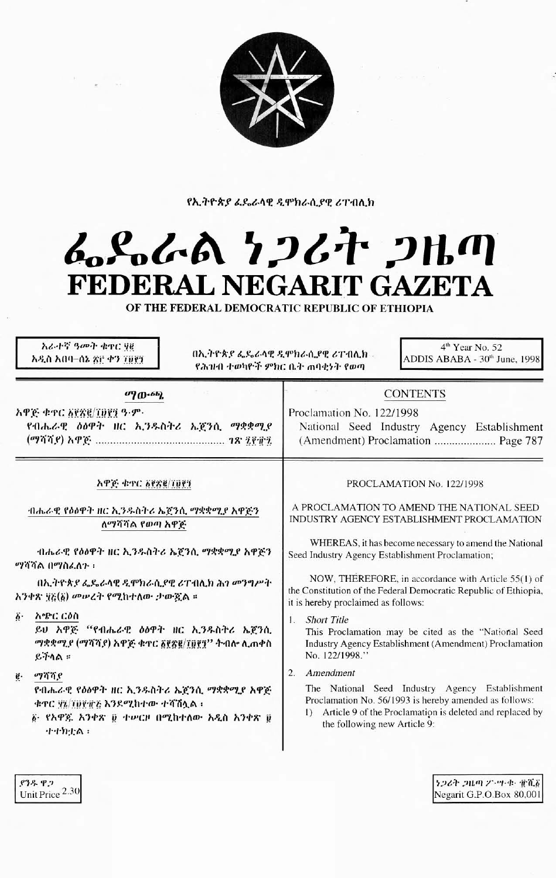የኢትዮጵያ ፌዴራላዊ ዲሞክራሲያዊ ሪፐብሊክ

# ፌዴራል ነጋሪት ጋዜጣ
# FEDERAL NEGARIT GAZETA

OF THE FEDERAL DEMOCRATIC REPUBLIC OF ETHIOPIA

አራተኛ ዓመት ቁጥር ፶፪
አዲስ አበባ–ሰኔ ፳፫ ቀን ፲፱፻፺

በኢትዮጵያ ፌዴራላዊ ዲሞክራሲያዊ ሪፐብሊክ የሕዝብ ተወካዮች ምክር ቤት ጠባቂነት የወጣ

4th Year No. 52
ADDIS ABABA - 30th June, 1998

## ማውጫ

አዋጅ ቁጥር ፩፻፳፪/፲፱፻፺ ዓ.ም.
የብሔራዊ ዕፅዋት ዘር ኢንዱስትሪ ኤጀንሲ ማቋቋሚያ (ማሻሻያ) አዋጅ ........ ገጽ ፯፻፹፯

## CONTENTS

Proclamation No. 122/1998
National Seed Industry Agency Establishment (Amendment) Proclamation ..................... Page 787

### አዋጅ ቁጥር ፩፻፳፪/፲፱፻፺

### ብሔራዊ የዕፅዋት ዘር ኢንዱስትሪ ኤጀንሲ ማቋቋሚያ አዋጅን ለማሻሻል የወጣ አዋጅ

ብሔራዊ የዕፅዋት ዘር ኢንዱስትሪ ኤጀንሲ ማቋቋሚያ አዋጅን ማሻሻል በማስፈለጉ ፤

በኢትዮጵያ ፌዴራላዊ ዲሞክራሲያዊ ሪፐብሊክ ሕገ መንግሥት አንቀጽ ፶፭(፩) መሠረት የሚከተለው ታውጇል ።

፩· አጭር ርዕስ
ይህ አዋጅ "የብሔራዊ ዕፅዋት ዘር ኢንዱስትሪ ኤጀንሲ ማቋቋሚያ (ማሻሻያ) አዋጅ ቁጥር ፩፻፳፪/፲፱፻፺" ተብሎ ሊጠቀስ ይችላል ።

፪· ማሻሻያ
የብሔራዊ የዕፅዋት ዘር ኢንዱስትሪ ኤጀንሲ ማቋቋሚያ አዋጅ ቁጥር ፶፮/፲፱፻፹፭ እንደሚከተው ተሻሽሏል ፤
፩· የአዋጁ አንቀጽ ፱ ተሠርዞ በሚከተለው አዲስ አንቀጽ ፱ ተተክቷል ፤

### PROCLAMATION No. 122/1998

### A PROCLAMATION TO AMEND THE NATIONAL SEED INDUSTRY AGENCY ESTABLISHMENT PROCLAMATION

WHEREAS, it has become necessary to amend the National Seed Industry Agency Establishment Proclamation;

NOW, THEREFORE, in accordance with Article 55(1) of the Constitution of the Federal Democratic Republic of Ethiopia, it is hereby proclaimed as follows:

1. *Short Title*
This Proclamation may be cited as the "National Seed Industry Agency Establishment (Amendment) Proclamation No. 122/1998."

2. *Amendment*
The National Seed Industry Agency Establishment Proclamation No. 56/1993 is hereby amended as follows:
   1) Article 9 of the Proclamation is deleted and replaced by the following new Article 9:

ያንዱ ዋጋ
Unit Price 2.30

ነጋሪት ጋዜጣ ፖ·ሣ·ቁ· ፹ሺ፩
Negarit G.P.O.Box 80,001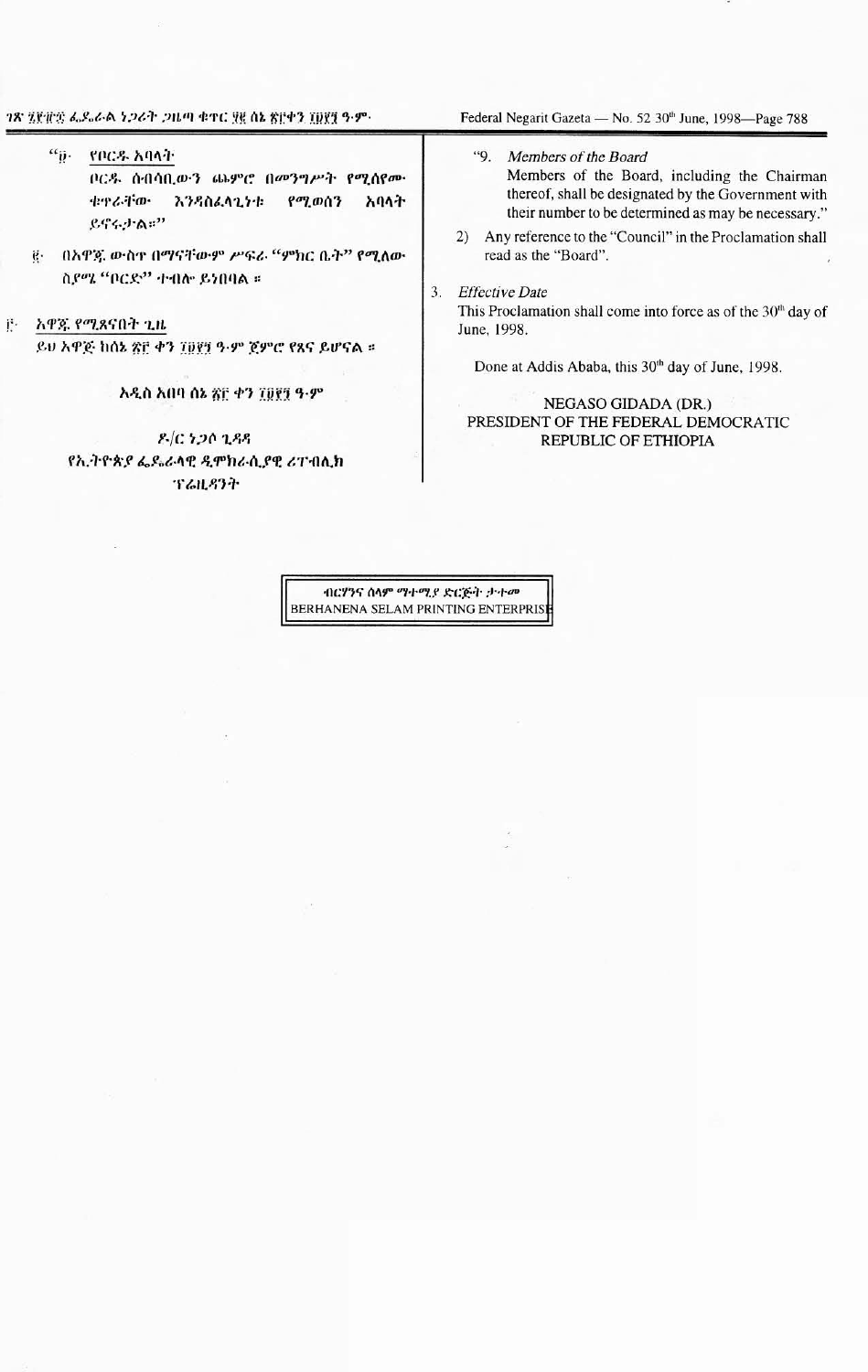"፱· የቦርዱ አባላት

ቦርዱ ሰብሳቢውን ጨምሮ በመንግሥት የሚሰየሙ ቁጥራቸው እንደአስፈላጊነቱ የሚወሰን አባላት ይኖሩታል።"

፪· በአዋጁ ውስጥ በማናቸውም ሥፍራ "ምክር ቤት" የሚለው ስያሜ "ቦርድ" ተብሎ ይነበባል ።

፫· አዋጁ የሚጸናበት ጊዜ

ይህ አዋጅ ከሰኔ ፳፫ ቀን ፲፱፻፺ ዓ·ም ጀምሮ የጸና ይሆናል ።

አዲስ አበባ ሰኔ ፳፫ ቀን ፲፱፻፺ ዓ·ም

ዶ/ር ነጋሶ ጊዳዳ

የኢትዮጵያ ፌዴራላዊ ዲሞክራሲያዊ ሪፐብሊክ ፕሬዚዳንት

"9. *Members of the Board*

Members of the Board, including the Chairman thereof, shall be designated by the Government with their number to be determined as may be necessary."

2) Any reference to the "Council" in the Proclamation shall read as the "Board".

3. *Effective Date*

This Proclamation shall come into force as of the 30th day of June, 1998.

Done at Addis Ababa, this 30th day of June, 1998.

NEGASO GIDADA (DR.)
PRESIDENT OF THE FEDERAL DEMOCRATIC REPUBLIC OF ETHIOPIA

ብርሃንና ሰላም ማተሚያ ድርጅት ታተመ
BERHANENA SELAM PRINTING ENTERPRISE